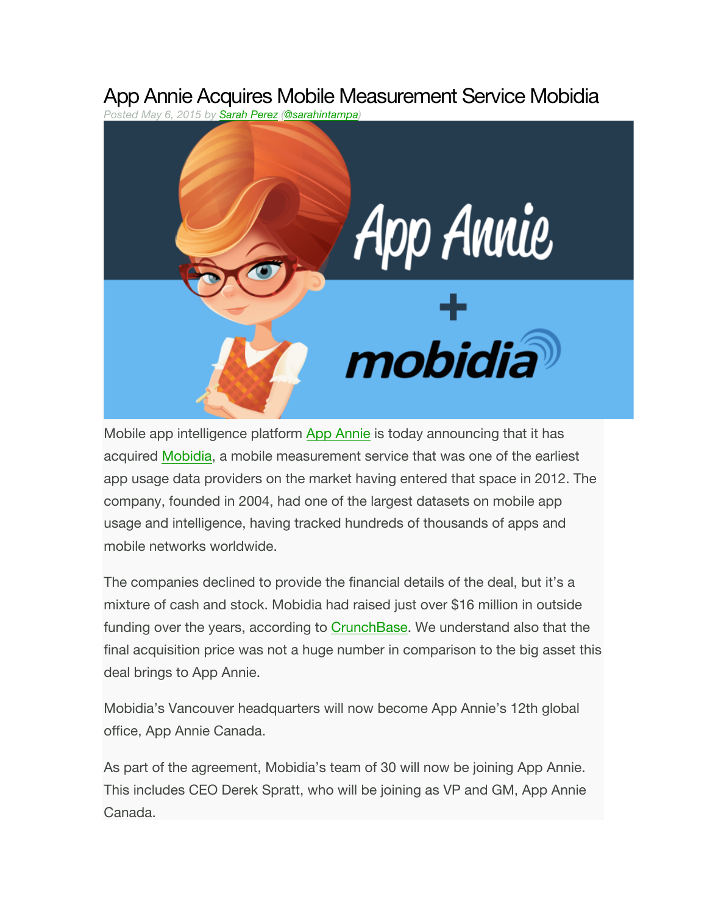# App Annie Acquires Mobile Measurement Service Mobidia

Posted May 6, 2015 by Sarah Perez (@sarahintampa)

Mobile app intelligence platform App Annie is today announcing that it has acquired Mobidia, a mobile measurement service that was one of the earliest app usage data providers on the market having entered that space in 2012. The company, founded in 2004, had one of the largest datasets on mobile app usage and intelligence, having tracked hundreds of thousands of apps and mobile networks worldwide.

The companies declined to provide the financial details of the deal, but it's a mixture of cash and stock. Mobidia had raised just over $16 million in outside funding over the years, according to CrunchBase. We understand also that the final acquisition price was not a huge number in comparison to the big asset this deal brings to App Annie.

Mobidia's Vancouver headquarters will now become App Annie's 12th global office, App Annie Canada.

As part of the agreement, Mobidia's team of 30 will now be joining App Annie. This includes CEO Derek Spratt, who will be joining as VP and GM, App Annie Canada.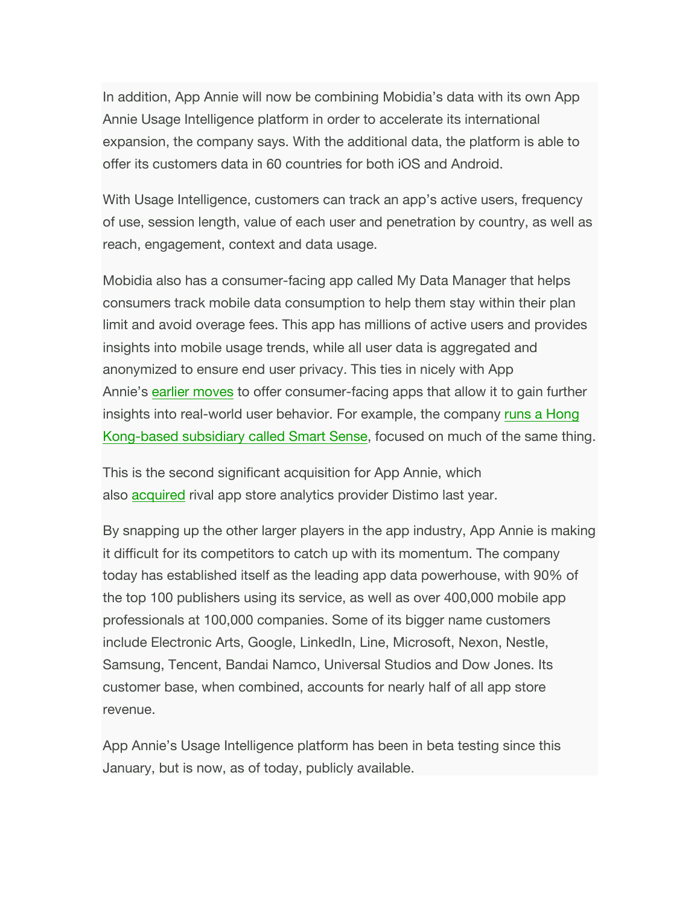In addition, App Annie will now be combining Mobidia's data with its own App Annie Usage Intelligence platform in order to accelerate its international expansion, the company says. With the additional data, the platform is able to offer its customers data in 60 countries for both iOS and Android.

With Usage Intelligence, customers can track an app's active users, frequency of use, session length, value of each user and penetration by country, as well as reach, engagement, context and data usage.

Mobidia also has a consumer-facing app called My Data Manager that helps consumers track mobile data consumption to help them stay within their plan limit and avoid overage fees. This app has millions of active users and provides insights into mobile usage trends, while all user data is aggregated and anonymized to ensure end user privacy. This ties in nicely with App Annie's earlier moves to offer consumer-facing apps that allow it to gain further insights into real-world user behavior. For example, the company runs a Hong Kong-based subsidiary called Smart Sense, focused on much of the same thing.

This is the second significant acquisition for App Annie, which also acquired rival app store analytics provider Distimo last year.

By snapping up the other larger players in the app industry, App Annie is making it difficult for its competitors to catch up with its momentum. The company today has established itself as the leading app data powerhouse, with 90% of the top 100 publishers using its service, as well as over 400,000 mobile app professionals at 100,000 companies. Some of its bigger name customers include Electronic Arts, Google, LinkedIn, Line, Microsoft, Nexon, Nestle, Samsung, Tencent, Bandai Namco, Universal Studios and Dow Jones. Its customer base, when combined, accounts for nearly half of all app store revenue.

App Annie's Usage Intelligence platform has been in beta testing since this January, but is now, as of today, publicly available.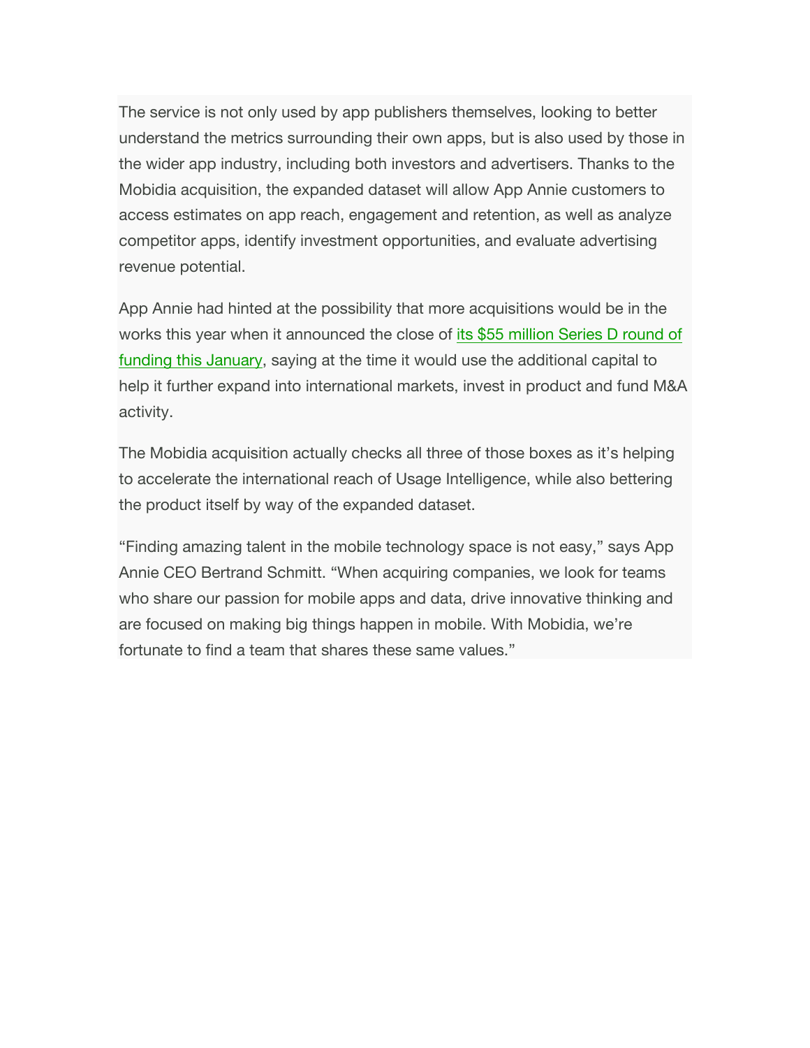The service is not only used by app publishers themselves, looking to better understand the metrics surrounding their own apps, but is also used by those in the wider app industry, including both investors and advertisers. Thanks to the Mobidia acquisition, the expanded dataset will allow App Annie customers to access estimates on app reach, engagement and retention, as well as analyze competitor apps, identify investment opportunities, and evaluate advertising revenue potential.

App Annie had hinted at the possibility that more acquisitions would be in the works this year when it announced the close of its $55 million Series D round of funding this January, saying at the time it would use the additional capital to help it further expand into international markets, invest in product and fund M&A activity.

The Mobidia acquisition actually checks all three of those boxes as it's helping to accelerate the international reach of Usage Intelligence, while also bettering the product itself by way of the expanded dataset.

"Finding amazing talent in the mobile technology space is not easy," says App Annie CEO Bertrand Schmitt. "When acquiring companies, we look for teams who share our passion for mobile apps and data, drive innovative thinking and are focused on making big things happen in mobile. With Mobidia, we're fortunate to find a team that shares these same values."